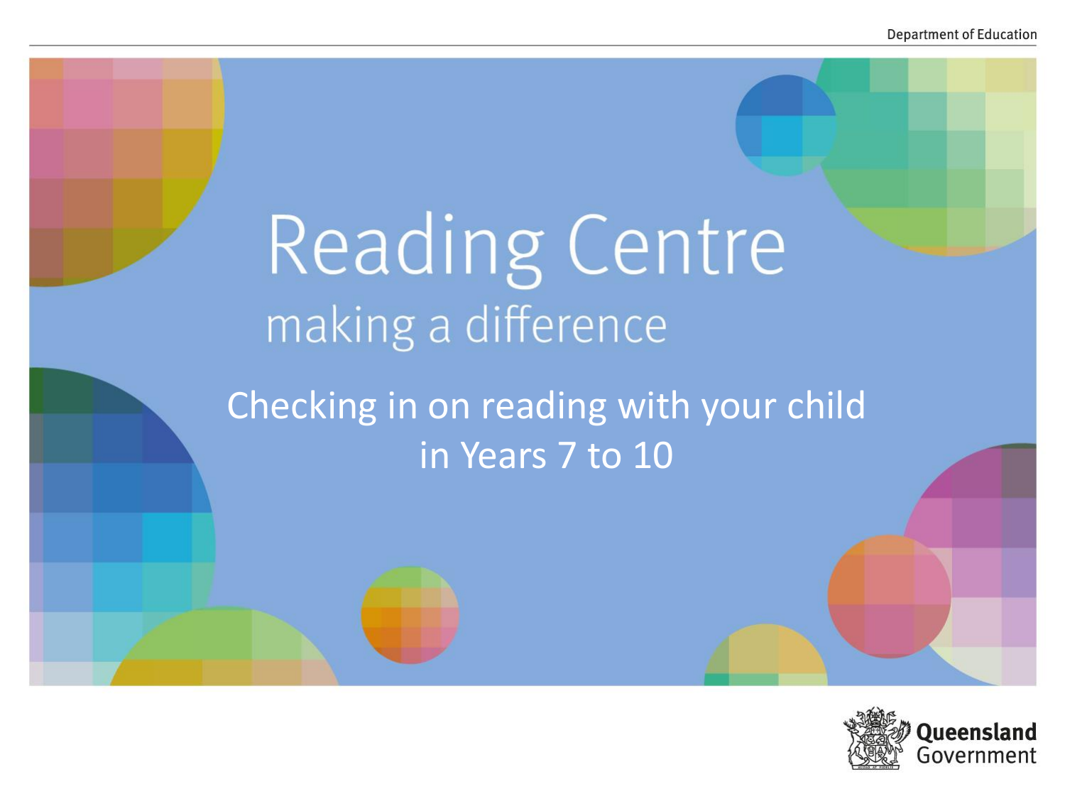Department of Education

# Reading Centre

making a difference

## Checking in on reading with your child in Years 7 to 10

Queensland Government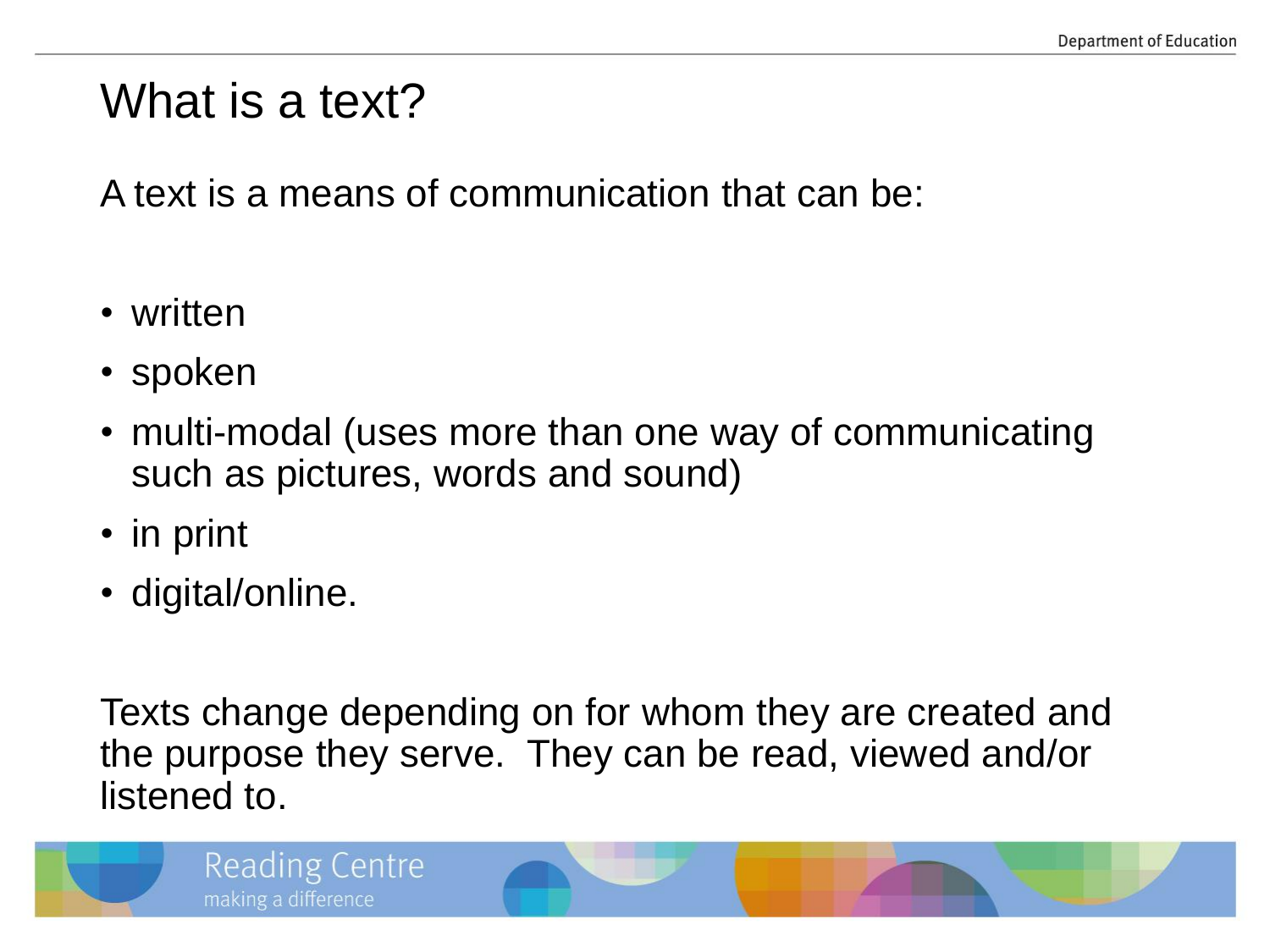# What is a text?

A text is a means of communication that can be:

- written
- spoken
- multi-modal (uses more than one way of communicating such as pictures, words and sound)
- in print
- digital/online.

Texts change depending on for whom they are created and the purpose they serve. They can be read, viewed and/or listened to.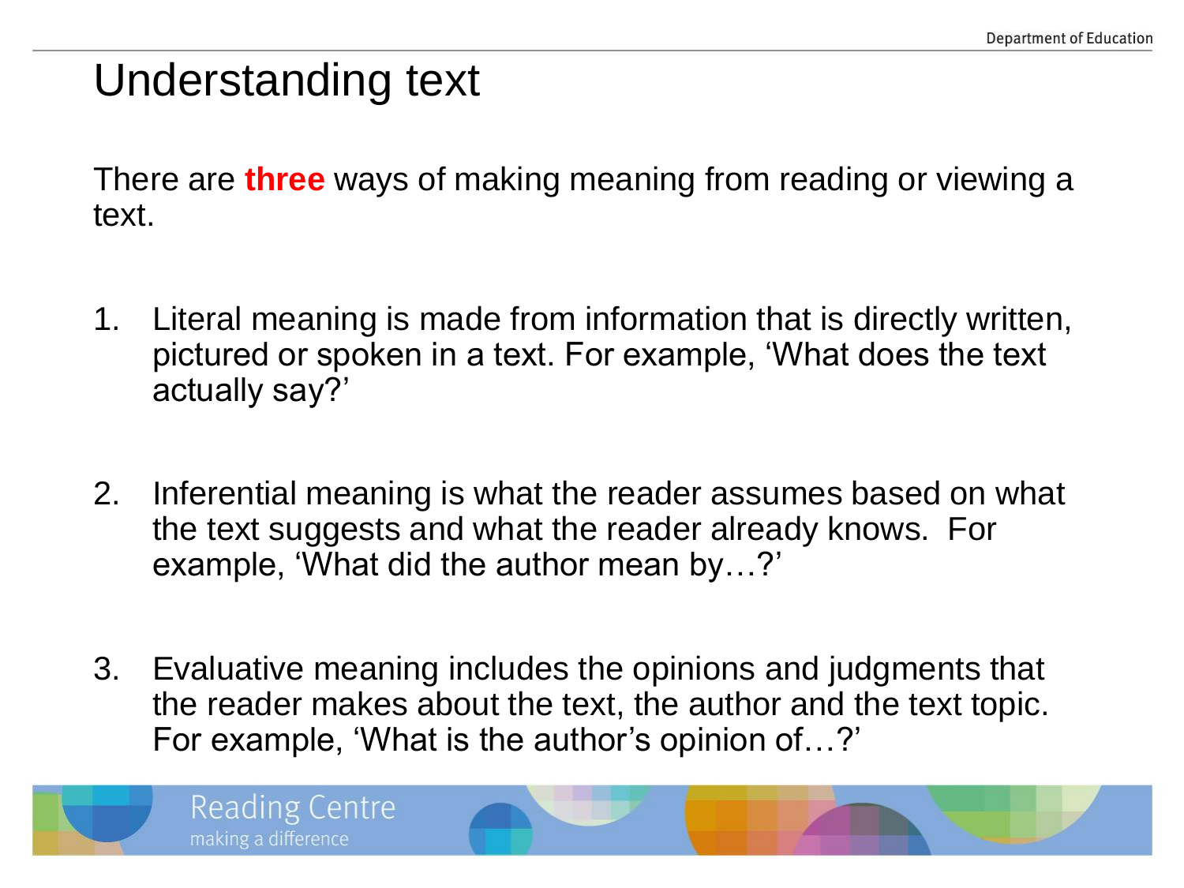# Understanding text

There are **three** ways of making meaning from reading or viewing a text.

1. Literal meaning is made from information that is directly written, pictured or spoken in a text. For example, ‘What does the text actually say?’

2. Inferential meaning is what the reader assumes based on what the text suggests and what the reader already knows. For example, ‘What did the author mean by…?’

3. Evaluative meaning includes the opinions and judgments that the reader makes about the text, the author and the text topic. For example, ‘What is the author’s opinion of…?’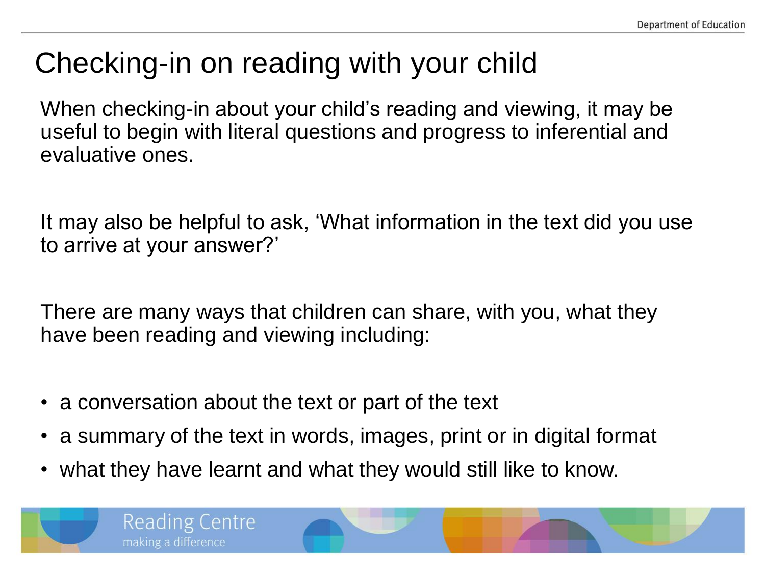# Checking-in on reading with your child

When checking-in about your child's reading and viewing, it may be useful to begin with literal questions and progress to inferential and evaluative ones.

It may also be helpful to ask, 'What information in the text did you use to arrive at your answer?'

There are many ways that children can share, with you, what they have been reading and viewing including:

- a conversation about the text or part of the text
- a summary of the text in words, images, print or in digital format
- what they have learnt and what they would still like to know.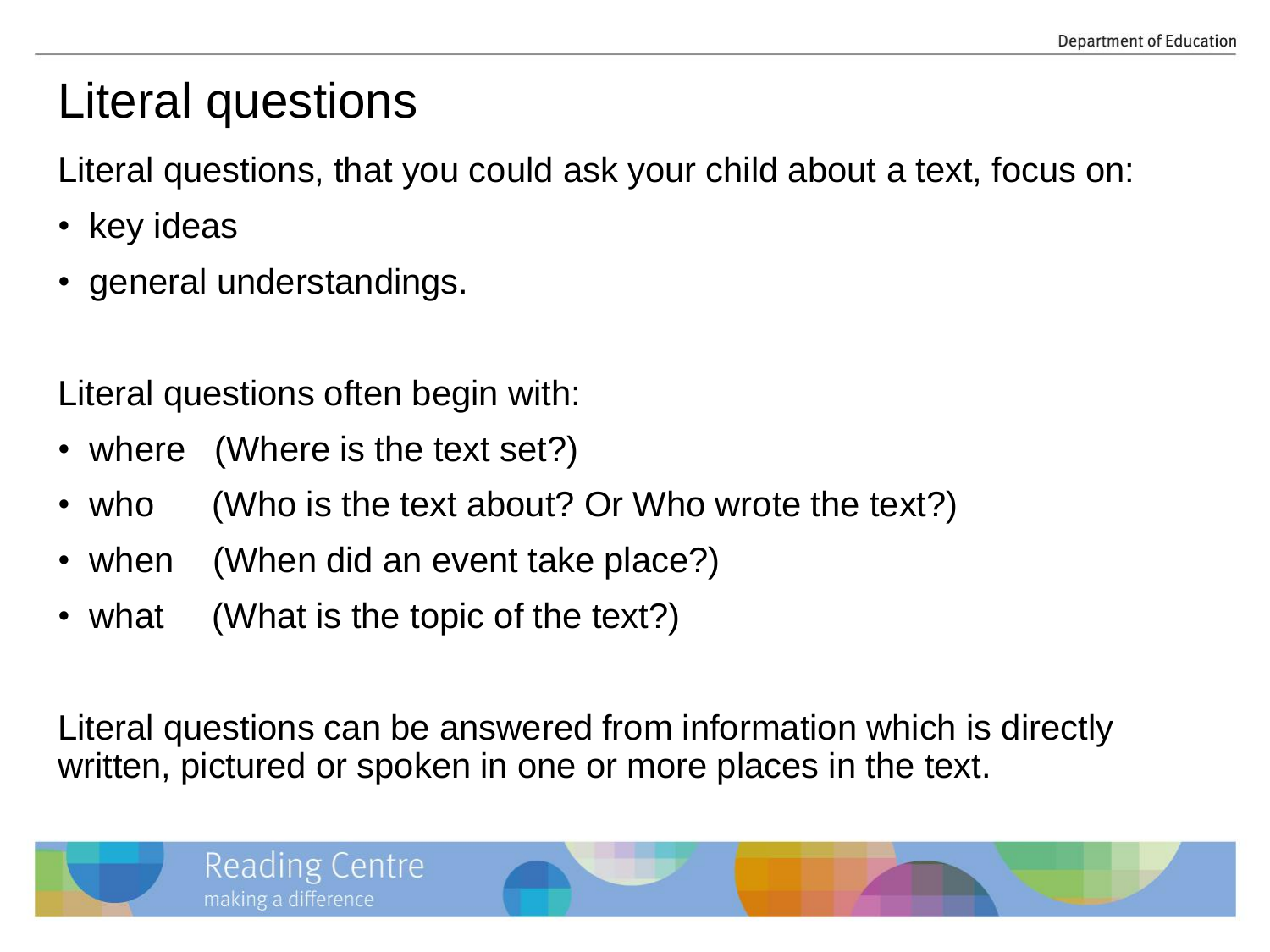# Literal questions

Literal questions, that you could ask your child about a text, focus on:

- key ideas
- general understandings.

Literal questions often begin with:

- where (Where is the text set?)
- who (Who is the text about? Or Who wrote the text?)
- when (When did an event take place?)
- what (What is the topic of the text?)

Literal questions can be answered from information which is directly written, pictured or spoken in one or more places in the text.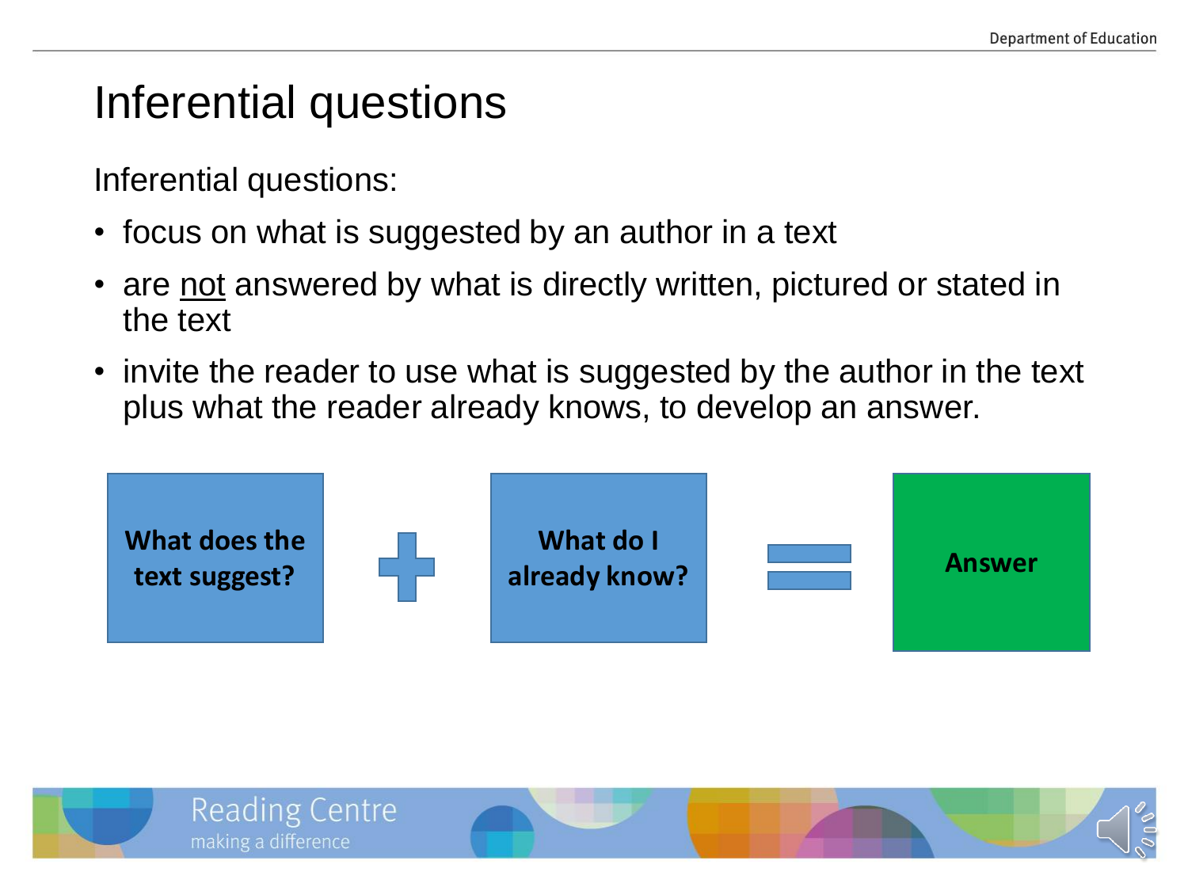# Inferential questions

Inferential questions:

- focus on what is suggested by an author in a text
- are <u>not</u> answered by what is directly written, pictured or stated in the text
- invite the reader to use what is suggested by the author in the text plus what the reader already knows, to develop an answer.

**What does the text suggest?** + **What do I already know?** = **Answer**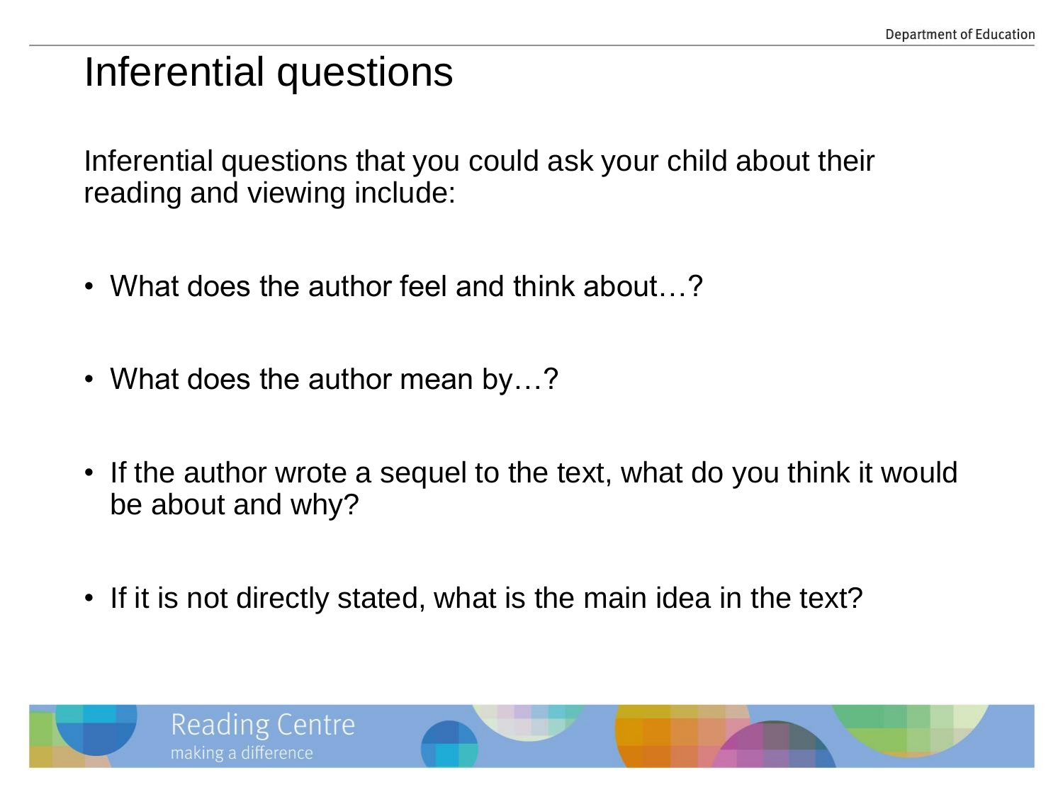# Inferential questions

Inferential questions that you could ask your child about their reading and viewing include:

- What does the author feel and think about…?
- What does the author mean by…?
- If the author wrote a sequel to the text, what do you think it would be about and why?
- If it is not directly stated, what is the main idea in the text?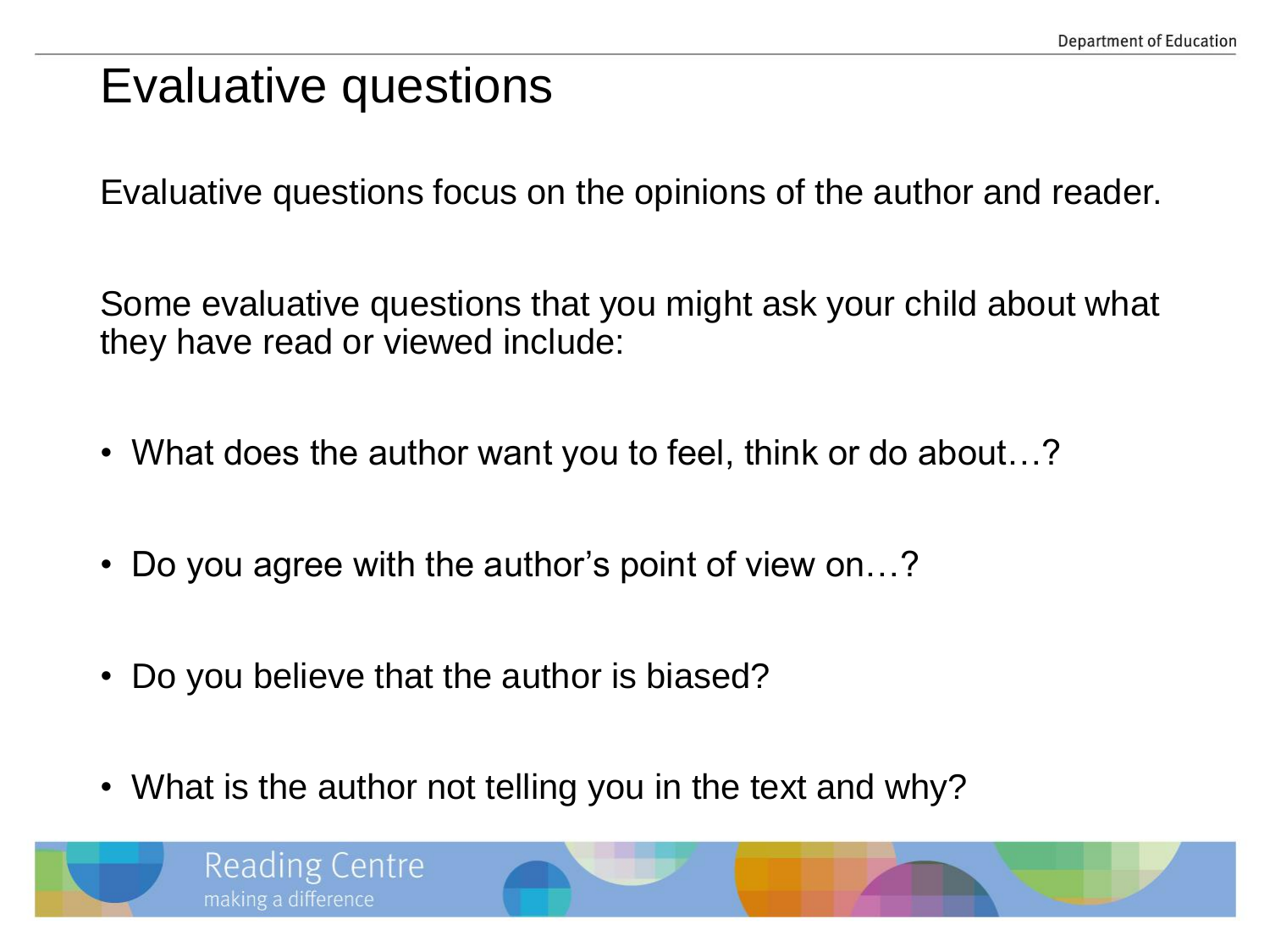# Evaluative questions

Evaluative questions focus on the opinions of the author and reader.

Some evaluative questions that you might ask your child about what they have read or viewed include:

- What does the author want you to feel, think or do about…?
- Do you agree with the author's point of view on…?
- Do you believe that the author is biased?
- What is the author not telling you in the text and why?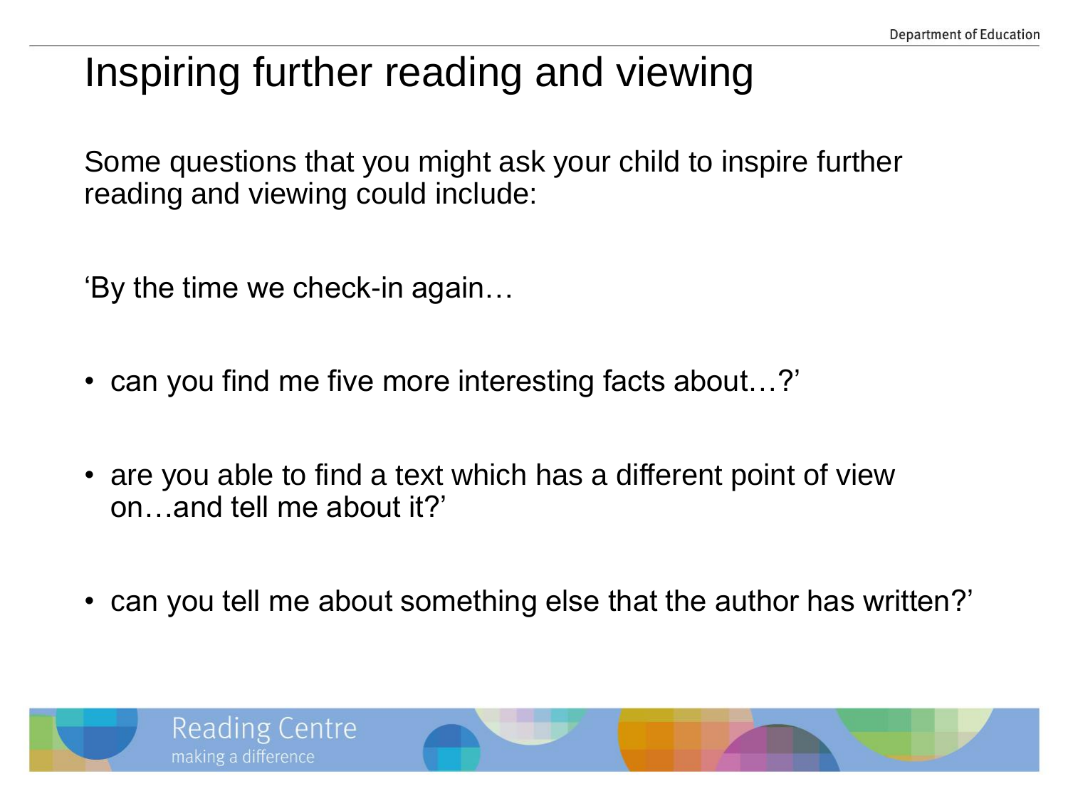# Inspiring further reading and viewing

Some questions that you might ask your child to inspire further reading and viewing could include:

'By the time we check-in again…

- can you find me five more interesting facts about…?'
- are you able to find a text which has a different point of view on…and tell me about it?'
- can you tell me about something else that the author has written?'